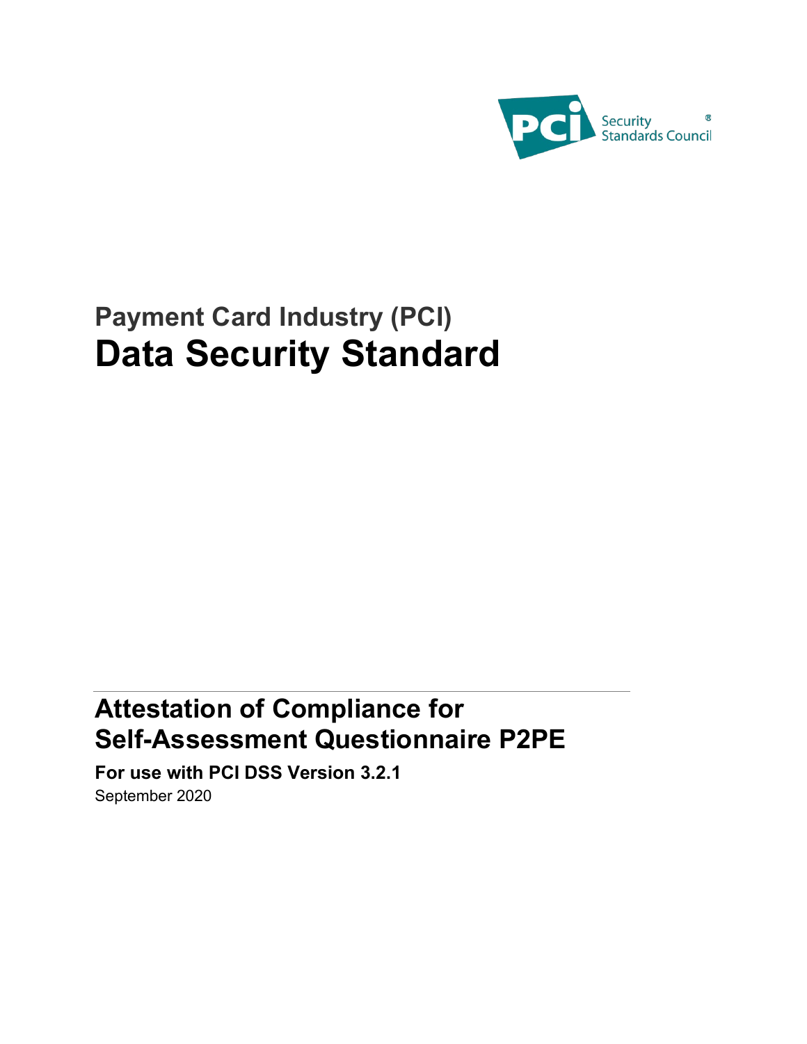PCI Security Standards Council®

# Payment Card Industry (PCI)
# Data Security Standard

## Attestation of Compliance for Self-Assessment Questionnaire P2PE

**For use with PCI DSS Version 3.2.1**

September 2020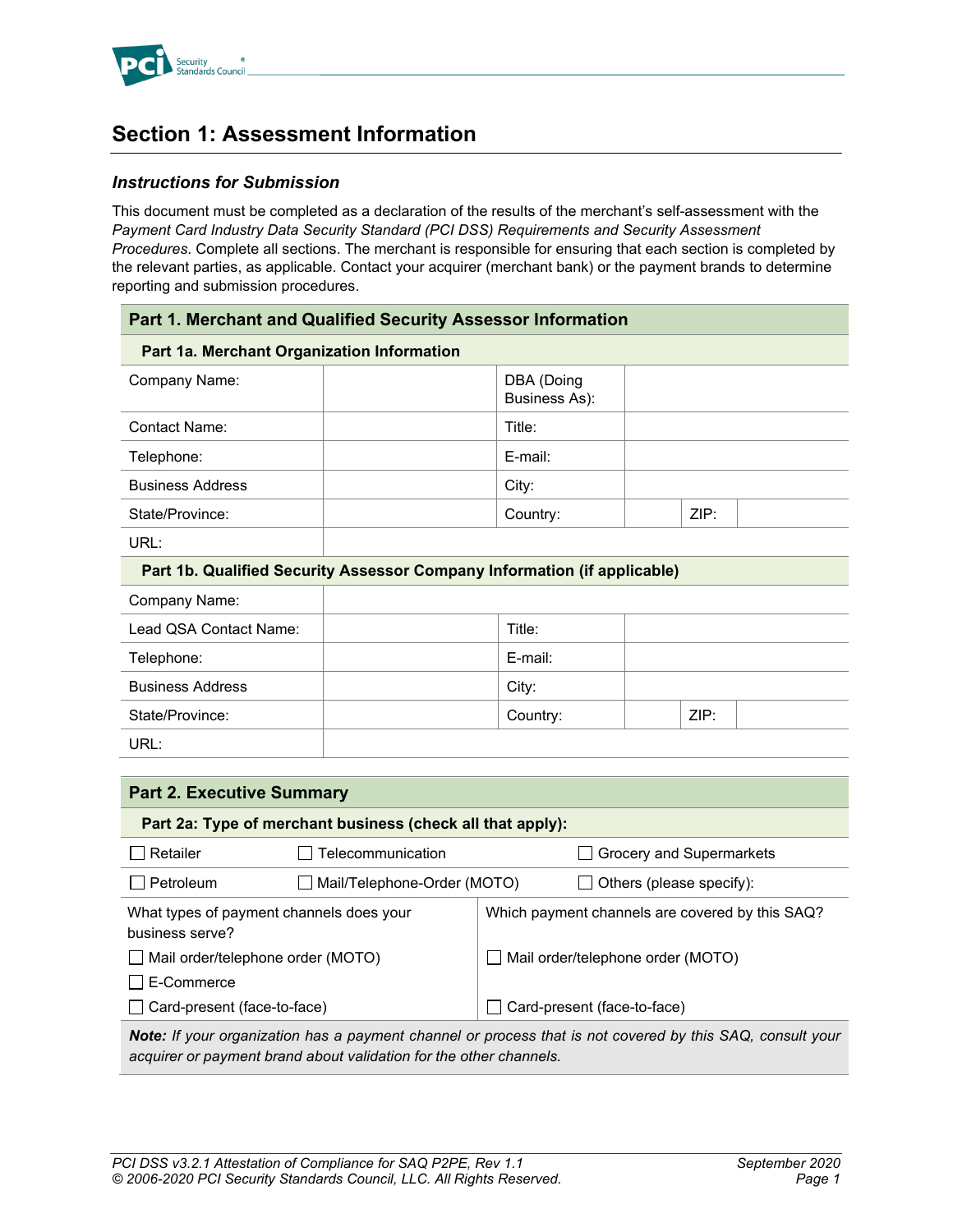## Section 1: Assessment Information

### *Instructions for Submission*

This document must be completed as a declaration of the results of the merchant's self-assessment with the *Payment Card Industry Data Security Standard (PCI DSS) Requirements and Security Assessment Procedures*. Complete all sections. The merchant is responsible for ensuring that each section is completed by the relevant parties, as applicable. Contact your acquirer (merchant bank) or the payment brands to determine reporting and submission procedures.

| **Part 1. Merchant and Qualified Security Assessor Information** | | | | | |
|---|---|---|---|---|---|
| **Part 1a. Merchant Organization Information** | | | | | |
| Company Name: | | DBA (Doing Business As): | | | |
| Contact Name: | | Title: | | | |
| Telephone: | | E-mail: | | | |
| Business Address | | City: | | | |
| State/Province: | | Country: | | ZIP: | |
| URL: | | | | | |
| **Part 1b. Qualified Security Assessor Company Information (if applicable)** | | | | | |
| Company Name: | | | | | |
| Lead QSA Contact Name: | | Title: | | | |
| Telephone: | | E-mail: | | | |
| Business Address | | City: | | | |
| State/Province: | | Country: | | ZIP: | |
| URL: | | | | | |

| **Part 2. Executive Summary** | | |
|---|---|---|
| **Part 2a: Type of merchant business (check all that apply):** | | |
| ☐ Retailer | ☐ Telecommunication | ☐ Grocery and Supermarkets |
| ☐ Petroleum | ☐ Mail/Telephone-Order (MOTO) | ☐ Others (please specify): |

| What types of payment channels does your business serve? | Which payment channels are covered by this SAQ? |
|---|---|
| ☐ Mail order/telephone order (MOTO) | ☐ Mail order/telephone order (MOTO) |
| ☐ E-Commerce | |
| ☐ Card-present (face-to-face) | ☐ Card-present (face-to-face) |

***Note:*** *If your organization has a payment channel or process that is not covered by this SAQ, consult your acquirer or payment brand about validation for the other channels.*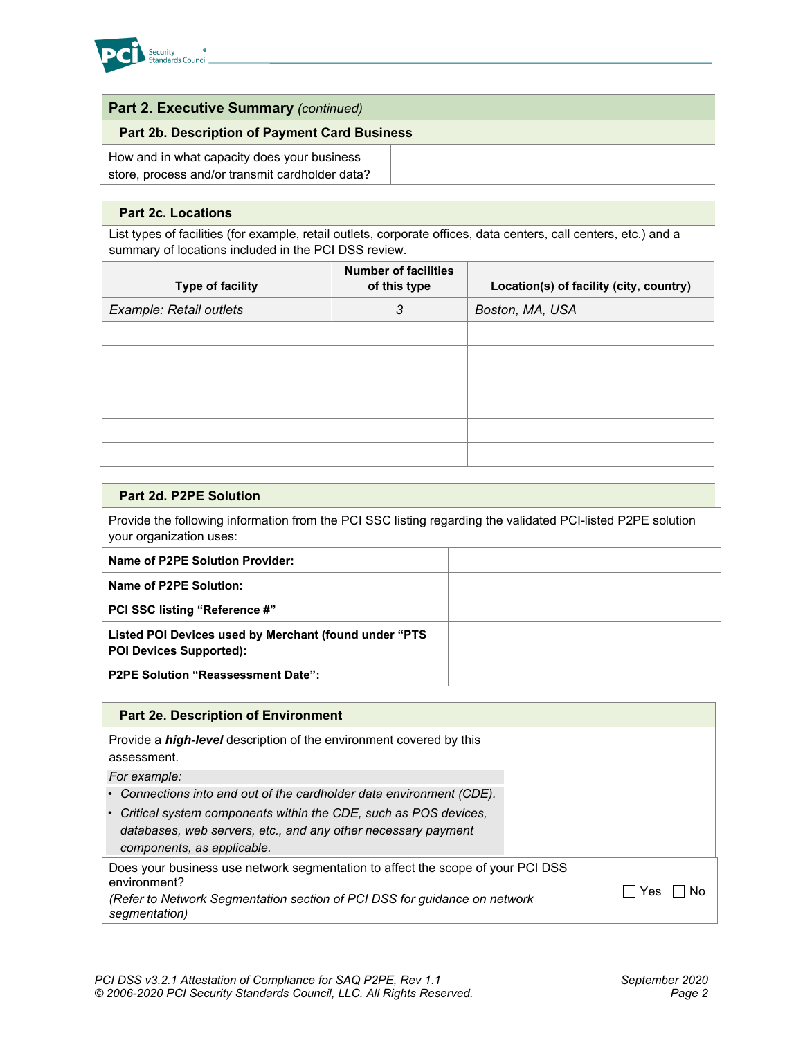## Part 2. Executive Summary *(continued)*

### Part 2b. Description of Payment Card Business

| How and in what capacity does your business store, process and/or transmit cardholder data? | |
|---|---|

### Part 2c. Locations

List types of facilities (for example, retail outlets, corporate offices, data centers, call centers, etc.) and a summary of locations included in the PCI DSS review.

| Type of facility | Number of facilities of this type | Location(s) of facility (city, country) |
|---|---|---|
| *Example: Retail outlets* | *3* | *Boston, MA, USA* |
| | | |
| | | |
| | | |
| | | |
| | | |
| | | |

### Part 2d. P2PE Solution

Provide the following information from the PCI SSC listing regarding the validated PCI-listed P2PE solution your organization uses:

| | |
|---|---|
| **Name of P2PE Solution Provider:** | |
| **Name of P2PE Solution:** | |
| **PCI SSC listing "Reference #"** | |
| **Listed POI Devices used by Merchant (found under "PTS POI Devices Supported):** | |
| **P2PE Solution "Reassessment Date":** | |

### Part 2e. Description of Environment

| | |
|---|---|
| Provide a ***high-level*** description of the environment covered by this assessment.<br>*For example:*<br>• *Connections into and out of the cardholder data environment (CDE).*<br>• *Critical system components within the CDE, such as POS devices, databases, web servers, etc., and any other necessary payment components, as applicable.* | |
| Does your business use network segmentation to affect the scope of your PCI DSS environment?<br>*(Refer to Network Segmentation section of PCI DSS for guidance on network segmentation)* | ☐ Yes ☐ No |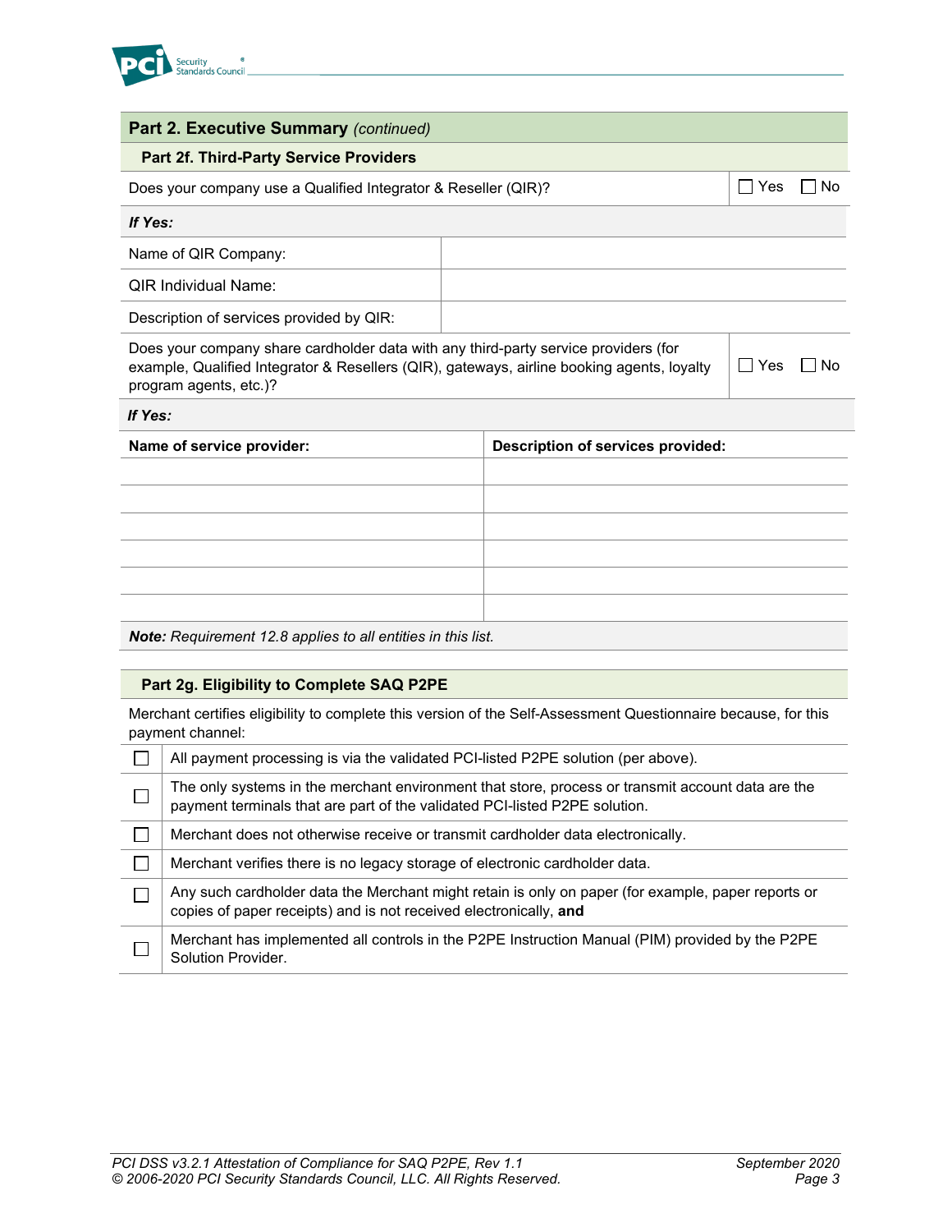## Part 2. Executive Summary *(continued)*

### Part 2f. Third-Party Service Providers

| Does your company use a Qualified Integrator & Reseller (QIR)? | ☐ Yes ☐ No |
|---|---|
| ***If Yes:*** | |
| Name of QIR Company: | |
| QIR Individual Name: | |
| Description of services provided by QIR: | |

| Does your company share cardholder data with any third-party service providers (for example, Qualified Integrator & Resellers (QIR), gateways, airline booking agents, loyalty program agents, etc.)? | ☐ Yes ☐ No |
|---|---|
| ***If Yes:*** | |

| **Name of service provider:** | **Description of services provided:** |
|---|---|
| | |
| | |
| | |
| | |
| | |
| | |

***Note:*** *Requirement 12.8 applies to all entities in this list.*

### Part 2g. Eligibility to Complete SAQ P2PE

Merchant certifies eligibility to complete this version of the Self-Assessment Questionnaire because, for this payment channel:

| | |
|---|---|
| ☐ | All payment processing is via the validated PCI-listed P2PE solution (per above). |
| ☐ | The only systems in the merchant environment that store, process or transmit account data are the payment terminals that are part of the validated PCI-listed P2PE solution. |
| ☐ | Merchant does not otherwise receive or transmit cardholder data electronically. |
| ☐ | Merchant verifies there is no legacy storage of electronic cardholder data. |
| ☐ | Any such cardholder data the Merchant might retain is only on paper (for example, paper reports or copies of paper receipts) and is not received electronically, **and** |
| ☐ | Merchant has implemented all controls in the P2PE Instruction Manual (PIM) provided by the P2PE Solution Provider. |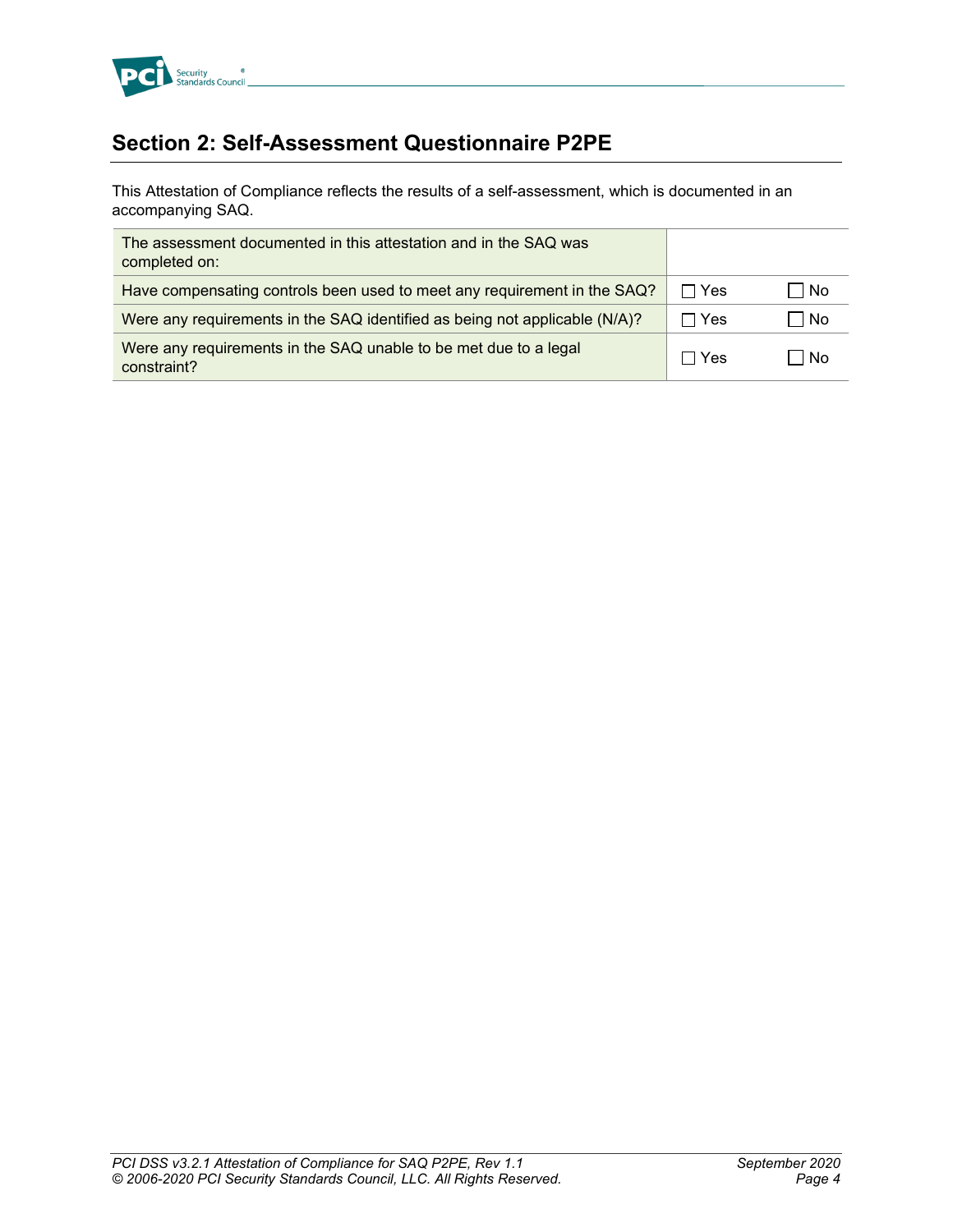## Section 2: Self-Assessment Questionnaire P2PE

This Attestation of Compliance reflects the results of a self-assessment, which is documented in an accompanying SAQ.

| | | |
|---|---|---|
| The assessment documented in this attestation and in the SAQ was completed on: | | |
| Have compensating controls been used to meet any requirement in the SAQ? | ☐ Yes | ☐ No |
| Were any requirements in the SAQ identified as being not applicable (N/A)? | ☐ Yes | ☐ No |
| Were any requirements in the SAQ unable to be met due to a legal constraint? | ☐ Yes | ☐ No |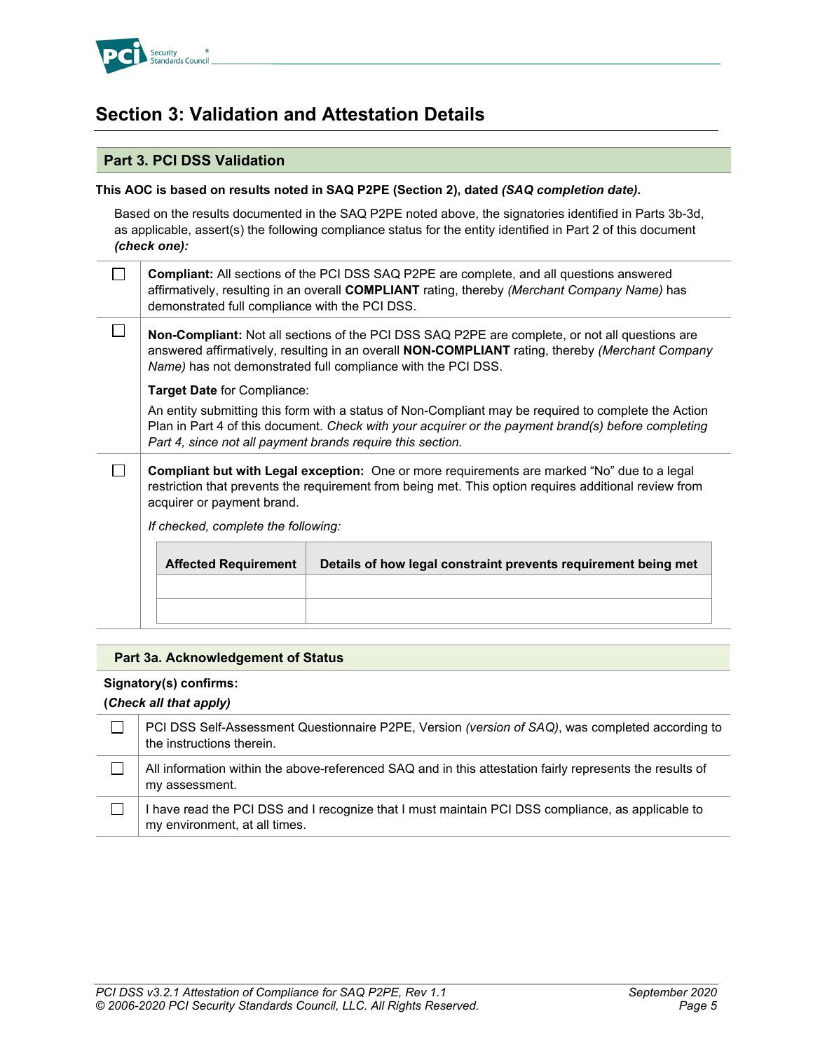## Section 3: Validation and Attestation Details

### Part 3. PCI DSS Validation

**This AOC is based on results noted in SAQ P2PE (Section 2), dated *(SAQ completion date).***

Based on the results documented in the SAQ P2PE noted above, the signatories identified in Parts 3b-3d, as applicable, assert(s) the following compliance status for the entity identified in Part 2 of this document ***(check one):***

| | |
|---|---|
| ☐ | **Compliant:** All sections of the PCI DSS SAQ P2PE are complete, and all questions answered affirmatively, resulting in an overall **COMPLIANT** rating, thereby *(Merchant Company Name)* has demonstrated full compliance with the PCI DSS. |
| ☐ | **Non-Compliant:** Not all sections of the PCI DSS SAQ P2PE are complete, or not all questions are answered affirmatively, resulting in an overall **NON-COMPLIANT** rating, thereby *(Merchant Company Name)* has not demonstrated full compliance with the PCI DSS.<br><br>**Target Date** for Compliance:<br><br>An entity submitting this form with a status of Non-Compliant may be required to complete the Action Plan in Part 4 of this document. *Check with your acquirer or the payment brand(s) before completing Part 4, since not all payment brands require this section.* |
| ☐ | **Compliant but with Legal exception:** One or more requirements are marked "No" due to a legal restriction that prevents the requirement from being met. This option requires additional review from acquirer or payment brand.<br><br>*If checked, complete the following:* |

| Affected Requirement | Details of how legal constraint prevents requirement being met |
|---|---|
| | |
| | |

### Part 3a. Acknowledgement of Status

**Signatory(s) confirms:**

**(*Check all that apply*)**

| | |
|---|---|
| ☐ | PCI DSS Self-Assessment Questionnaire P2PE, Version *(version of SAQ)*, was completed according to the instructions therein. |
| ☐ | All information within the above-referenced SAQ and in this attestation fairly represents the results of my assessment. |
| ☐ | I have read the PCI DSS and I recognize that I must maintain PCI DSS compliance, as applicable to my environment, at all times. |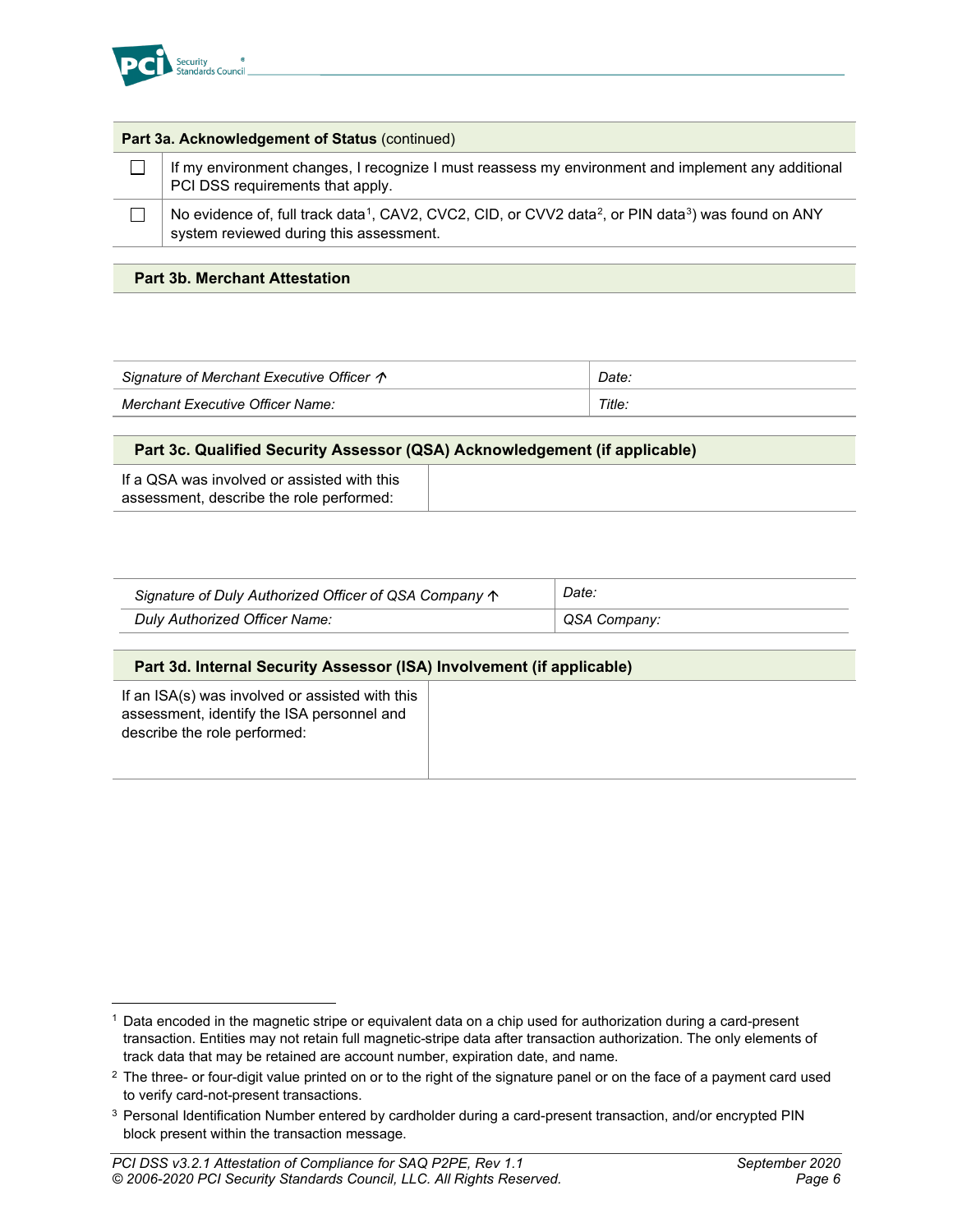| Part 3a. Acknowledgement of Status (continued) | |
|---|---|
| ☐ | If my environment changes, I recognize I must reassess my environment and implement any additional PCI DSS requirements that apply. |
| ☐ | No evidence of, full track data[1], CAV2, CVC2, CID, or CVV2 data[2], or PIN data[3]) was found on ANY system reviewed during this assessment. |

| Part 3b. Merchant Attestation | |
|---|---|
| *Signature of Merchant Executive Officer ↑* | *Date:* |
| *Merchant Executive Officer Name:* | *Title:* |

| Part 3c. Qualified Security Assessor (QSA) Acknowledgement (if applicable) | |
|---|---|
| If a QSA was involved or assisted with this assessment, describe the role performed: | |

| | |
|---|---|
| *Signature of Duly Authorized Officer of QSA Company ↑* | *Date:* |
| *Duly Authorized Officer Name:* | *QSA Company:* |

| Part 3d. Internal Security Assessor (ISA) Involvement (if applicable) | |
|---|---|
| If an ISA(s) was involved or assisted with this assessment, identify the ISA personnel and describe the role performed: | |

[1] Data encoded in the magnetic stripe or equivalent data on a chip used for authorization during a card-present transaction. Entities may not retain full magnetic-stripe data after transaction authorization. The only elements of track data that may be retained are account number, expiration date, and name.

[2] The three- or four-digit value printed on or to the right of the signature panel or on the face of a payment card used to verify card-not-present transactions.

[3] Personal Identification Number entered by cardholder during a card-present transaction, and/or encrypted PIN block present within the transaction message.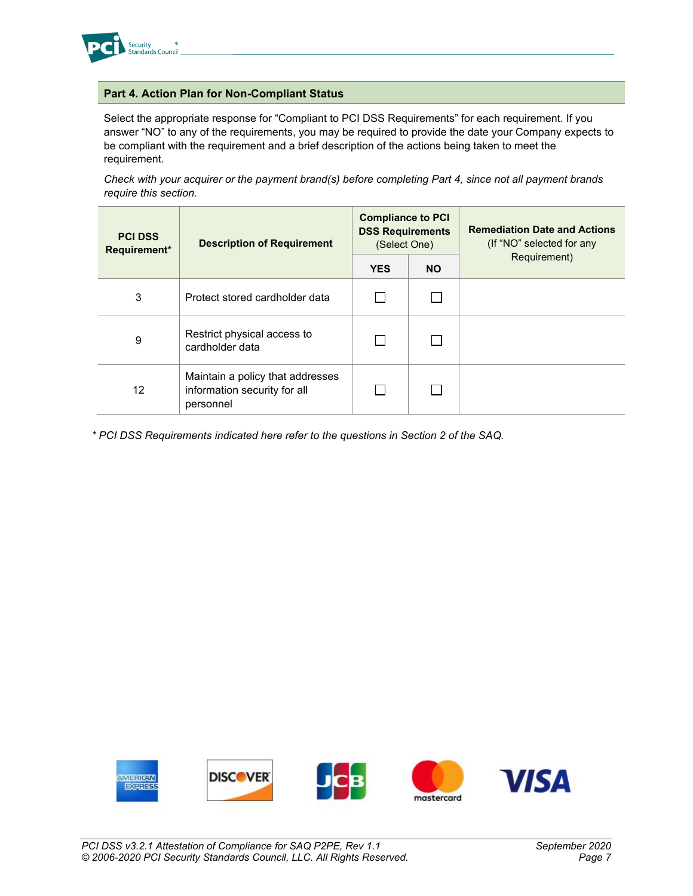## Part 4. Action Plan for Non-Compliant Status

Select the appropriate response for "Compliant to PCI DSS Requirements" for each requirement. If you answer "NO" to any of the requirements, you may be required to provide the date your Company expects to be compliant with the requirement and a brief description of the actions being taken to meet the requirement.

*Check with your acquirer or the payment brand(s) before completing Part 4, since not all payment brands require this section.*

| **PCI DSS Requirement*** | **Description of Requirement** | **Compliance to PCI DSS Requirements** (Select One) | | **Remediation Date and Actions** (If "NO" selected for any Requirement) |
|---|---|---|---|---|
| | | **YES** | **NO** | |
| 3 | Protect stored cardholder data | ☐ | ☐ | |
| 9 | Restrict physical access to cardholder data | ☐ | ☐ | |
| 12 | Maintain a policy that addresses information security for all personnel | ☐ | ☐ | |

*\* PCI DSS Requirements indicated here refer to the questions in Section 2 of the SAQ.*